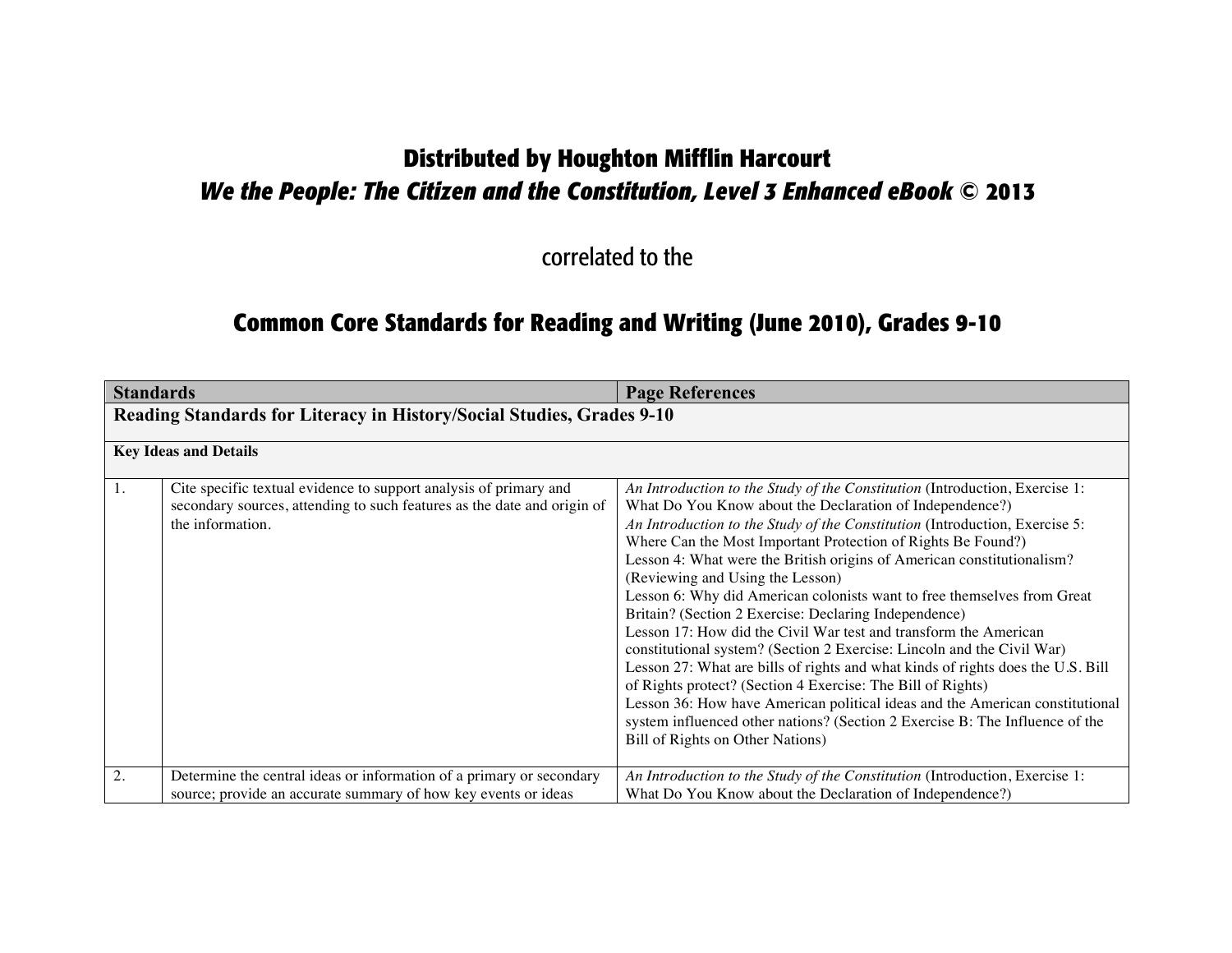# Distributed by Houghton Mifflin Harcourt

## *We the People: The Citizen and the Constitution, Level 3 Enhanced eBook* © 2013

correlated to the

## Common Core Standards for Reading and Writing (June 2010), Grades 9-10

| Standards | | Page References |
|---|---|---|
| **Reading Standards for Literacy in History/Social Studies, Grades 9-10** | | |
| **Key Ideas and Details** | | |
| 1. | Cite specific textual evidence to support analysis of primary and secondary sources, attending to such features as the date and origin of the information. | *An Introduction to the Study of the Constitution* (Introduction, Exercise 1: What Do You Know about the Declaration of Independence?)<br>*An Introduction to the Study of the Constitution* (Introduction, Exercise 5: Where Can the Most Important Protection of Rights Be Found?)<br>Lesson 4: What were the British origins of American constitutionalism? (Reviewing and Using the Lesson)<br>Lesson 6: Why did American colonists want to free themselves from Great Britain? (Section 2 Exercise: Declaring Independence)<br>Lesson 17: How did the Civil War test and transform the American constitutional system? (Section 2 Exercise: Lincoln and the Civil War)<br>Lesson 27: What are bills of rights and what kinds of rights does the U.S. Bill of Rights protect? (Section 4 Exercise: The Bill of Rights)<br>Lesson 36: How have American political ideas and the American constitutional system influenced other nations? (Section 2 Exercise B: The Influence of the Bill of Rights on Other Nations) |
| 2. | Determine the central ideas or information of a primary or secondary source; provide an accurate summary of how key events or ideas | *An Introduction to the Study of the Constitution* (Introduction, Exercise 1: What Do You Know about the Declaration of Independence?) |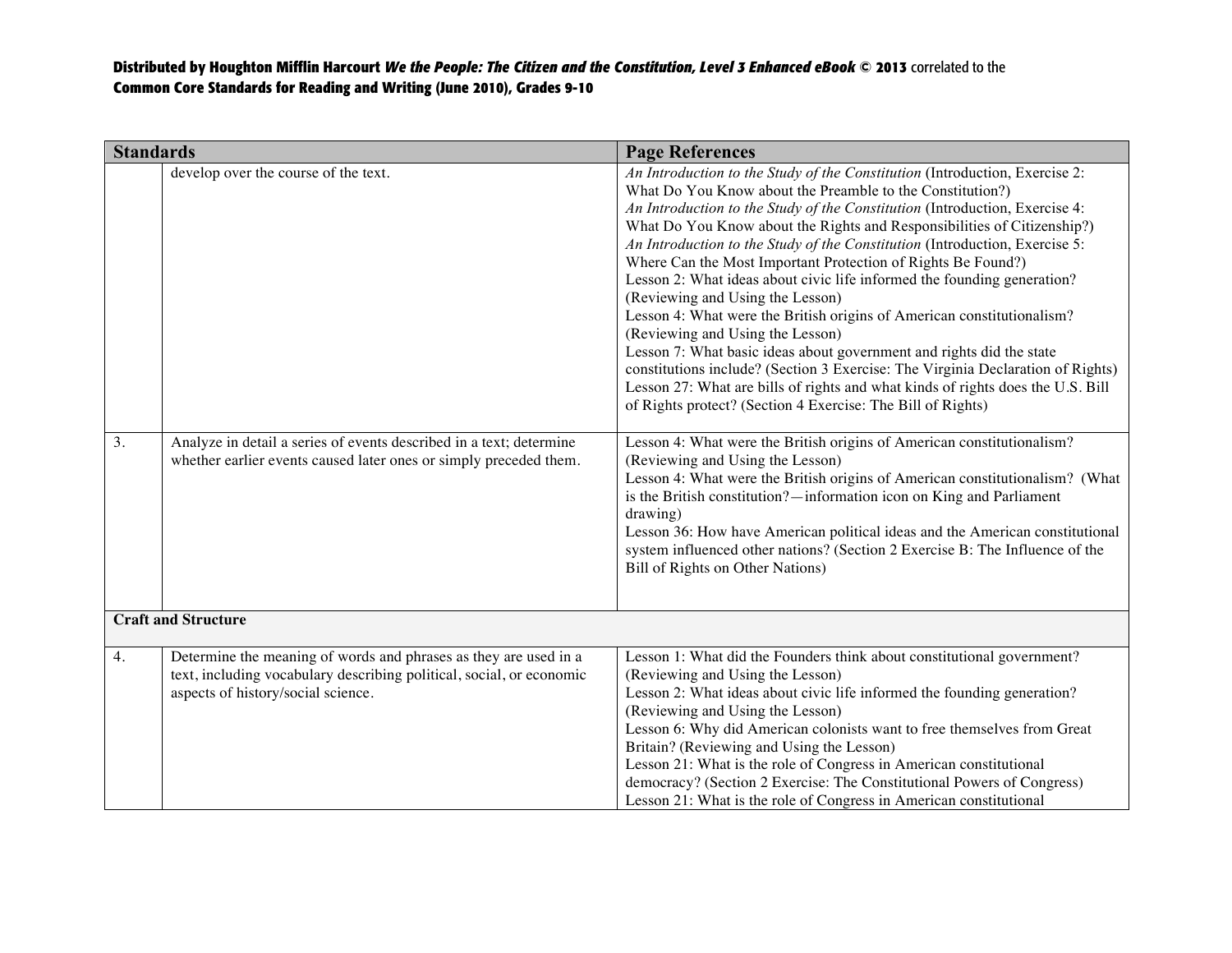**Distributed by Houghton Mifflin Harcourt *We the People: The Citizen and the Constitution, Level 3 Enhanced eBook* © 2013** correlated to the **Common Core Standards for Reading and Writing (June 2010), Grades 9-10**

| Standards | | Page References |
|---|---|---|
| | develop over the course of the text. | *An Introduction to the Study of the Constitution* (Introduction, Exercise 2: What Do You Know about the Preamble to the Constitution?)<br>*An Introduction to the Study of the Constitution* (Introduction, Exercise 4: What Do You Know about the Rights and Responsibilities of Citizenship?)<br>*An Introduction to the Study of the Constitution* (Introduction, Exercise 5: Where Can the Most Important Protection of Rights Be Found?)<br>Lesson 2: What ideas about civic life informed the founding generation? (Reviewing and Using the Lesson)<br>Lesson 4: What were the British origins of American constitutionalism? (Reviewing and Using the Lesson)<br>Lesson 7: What basic ideas about government and rights did the state constitutions include? (Section 3 Exercise: The Virginia Declaration of Rights)<br>Lesson 27: What are bills of rights and what kinds of rights does the U.S. Bill of Rights protect? (Section 4 Exercise: The Bill of Rights) |
| 3. | Analyze in detail a series of events described in a text; determine whether earlier events caused later ones or simply preceded them. | Lesson 4: What were the British origins of American constitutionalism? (Reviewing and Using the Lesson)<br>Lesson 4: What were the British origins of American constitutionalism? (What is the British constitution?—information icon on King and Parliament drawing)<br>Lesson 36: How have American political ideas and the American constitutional system influenced other nations? (Section 2 Exercise B: The Influence of the Bill of Rights on Other Nations) |
| **Craft and Structure** | | |
| 4. | Determine the meaning of words and phrases as they are used in a text, including vocabulary describing political, social, or economic aspects of history/social science. | Lesson 1: What did the Founders think about constitutional government? (Reviewing and Using the Lesson)<br>Lesson 2: What ideas about civic life informed the founding generation? (Reviewing and Using the Lesson)<br>Lesson 6: Why did American colonists want to free themselves from Great Britain? (Reviewing and Using the Lesson)<br>Lesson 21: What is the role of Congress in American constitutional democracy? (Section 2 Exercise: The Constitutional Powers of Congress)<br>Lesson 21: What is the role of Congress in American constitutional |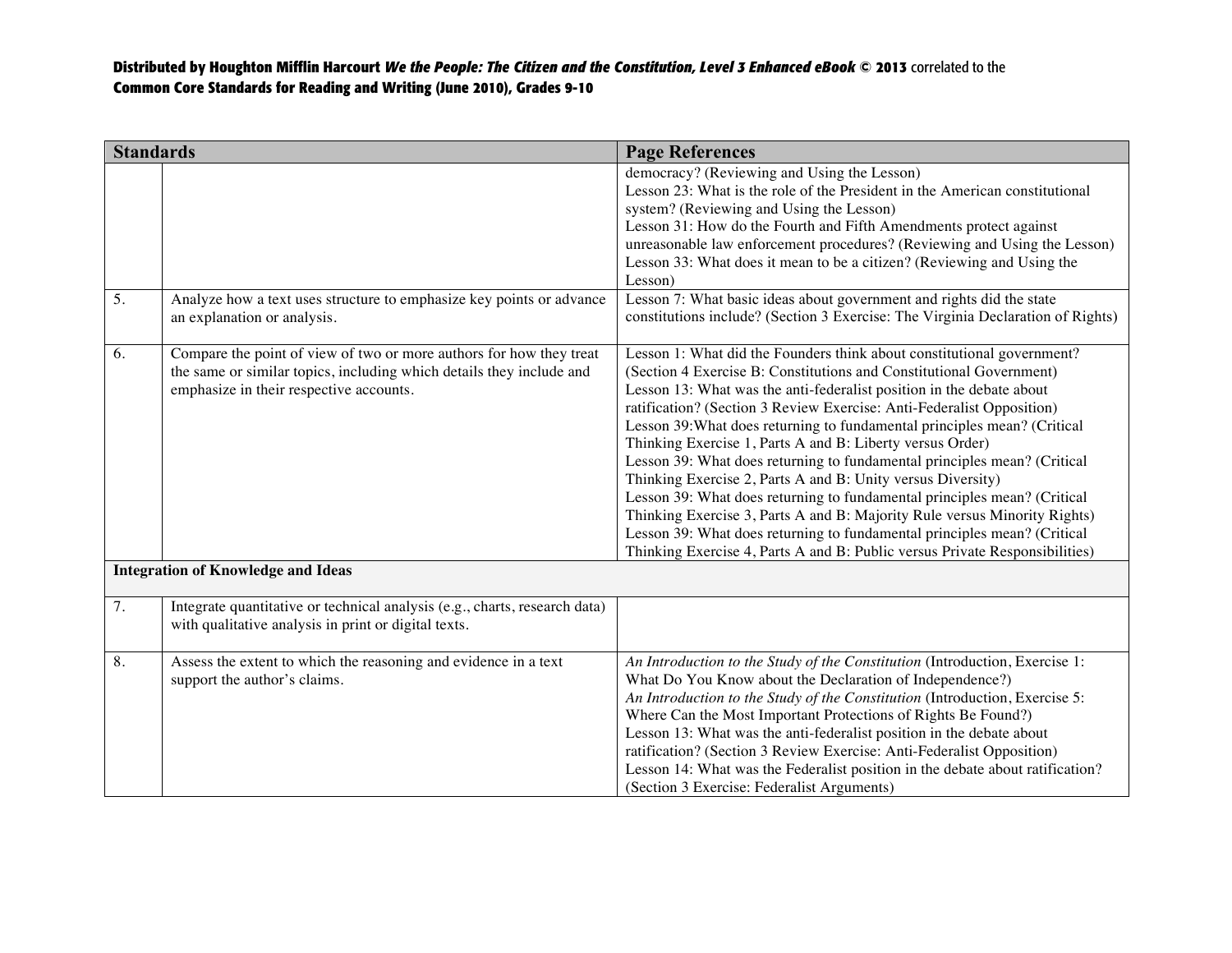| Standards | | Page References |
|---|---|---|
| | | democracy? (Reviewing and Using the Lesson)<br>Lesson 23: What is the role of the President in the American constitutional system? (Reviewing and Using the Lesson)<br>Lesson 31: How do the Fourth and Fifth Amendments protect against unreasonable law enforcement procedures? (Reviewing and Using the Lesson)<br>Lesson 33: What does it mean to be a citizen? (Reviewing and Using the Lesson) |
| 5. | Analyze how a text uses structure to emphasize key points or advance an explanation or analysis. | Lesson 7: What basic ideas about government and rights did the state constitutions include? (Section 3 Exercise: The Virginia Declaration of Rights) |
| 6. | Compare the point of view of two or more authors for how they treat the same or similar topics, including which details they include and emphasize in their respective accounts. | Lesson 1: What did the Founders think about constitutional government? (Section 4 Exercise B: Constitutions and Constitutional Government)<br>Lesson 13: What was the anti-federalist position in the debate about ratification? (Section 3 Review Exercise: Anti-Federalist Opposition)<br>Lesson 39:What does returning to fundamental principles mean? (Critical Thinking Exercise 1, Parts A and B: Liberty versus Order)<br>Lesson 39: What does returning to fundamental principles mean? (Critical Thinking Exercise 2, Parts A and B: Unity versus Diversity)<br>Lesson 39: What does returning to fundamental principles mean? (Critical Thinking Exercise 3, Parts A and B: Majority Rule versus Minority Rights)<br>Lesson 39: What does returning to fundamental principles mean? (Critical Thinking Exercise 4, Parts A and B: Public versus Private Responsibilities) |
| **Integration of Knowledge and Ideas** | | |
| 7. | Integrate quantitative or technical analysis (e.g., charts, research data) with qualitative analysis in print or digital texts. | |
| 8. | Assess the extent to which the reasoning and evidence in a text support the author's claims. | *An Introduction to the Study of the Constitution* (Introduction, Exercise 1: What Do You Know about the Declaration of Independence?)<br>*An Introduction to the Study of the Constitution* (Introduction, Exercise 5: Where Can the Most Important Protections of Rights Be Found?)<br>Lesson 13: What was the anti-federalist position in the debate about ratification? (Section 3 Review Exercise: Anti-Federalist Opposition)<br>Lesson 14: What was the Federalist position in the debate about ratification? (Section 3 Exercise: Federalist Arguments) |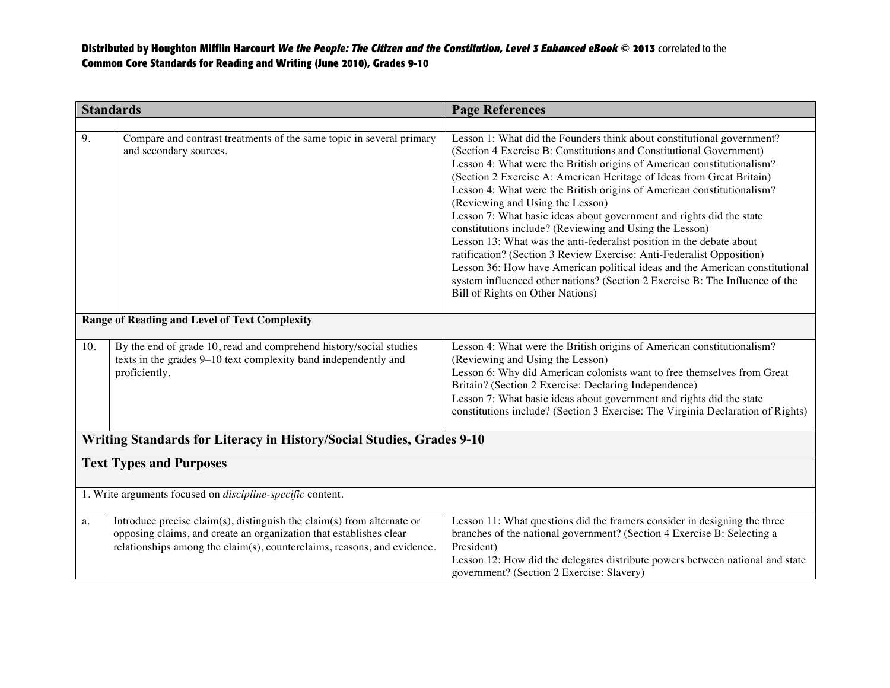Distributed by Houghton Mifflin Harcourt *We the People: The Citizen and the Constitution, Level 3 Enhanced eBook* © 2013 correlated to the **Common Core Standards for Reading and Writing (June 2010), Grades 9-10**

| Standards | | Page References |
|---|---|---|
| | | |
| 9. | Compare and contrast treatments of the same topic in several primary and secondary sources. | Lesson 1: What did the Founders think about constitutional government? (Section 4 Exercise B: Constitutions and Constitutional Government)<br>Lesson 4: What were the British origins of American constitutionalism? (Section 2 Exercise A: American Heritage of Ideas from Great Britain)<br>Lesson 4: What were the British origins of American constitutionalism? (Reviewing and Using the Lesson)<br>Lesson 7: What basic ideas about government and rights did the state constitutions include? (Reviewing and Using the Lesson)<br>Lesson 13: What was the anti-federalist position in the debate about ratification? (Section 3 Review Exercise: Anti-Federalist Opposition)<br>Lesson 36: How have American political ideas and the American constitutional system influenced other nations? (Section 2 Exercise B: The Influence of the Bill of Rights on Other Nations) |
| **Range of Reading and Level of Text Complexity** | | |
| 10. | By the end of grade 10, read and comprehend history/social studies texts in the grades 9–10 text complexity band independently and proficiently. | Lesson 4: What were the British origins of American constitutionalism? (Reviewing and Using the Lesson)<br>Lesson 6: Why did American colonists want to free themselves from Great Britain? (Section 2 Exercise: Declaring Independence)<br>Lesson 7: What basic ideas about government and rights did the state constitutions include? (Section 3 Exercise: The Virginia Declaration of Rights) |
| **Writing Standards for Literacy in History/Social Studies, Grades 9-10** | | |
| **Text Types and Purposes** | | |
| 1. Write arguments focused on *discipline-specific* content. | | |
| a. | Introduce precise claim(s), distinguish the claim(s) from alternate or opposing claims, and create an organization that establishes clear relationships among the claim(s), counterclaims, reasons, and evidence. | Lesson 11: What questions did the framers consider in designing the three branches of the national government? (Section 4 Exercise B: Selecting a President)<br>Lesson 12: How did the delegates distribute powers between national and state government? (Section 2 Exercise: Slavery) |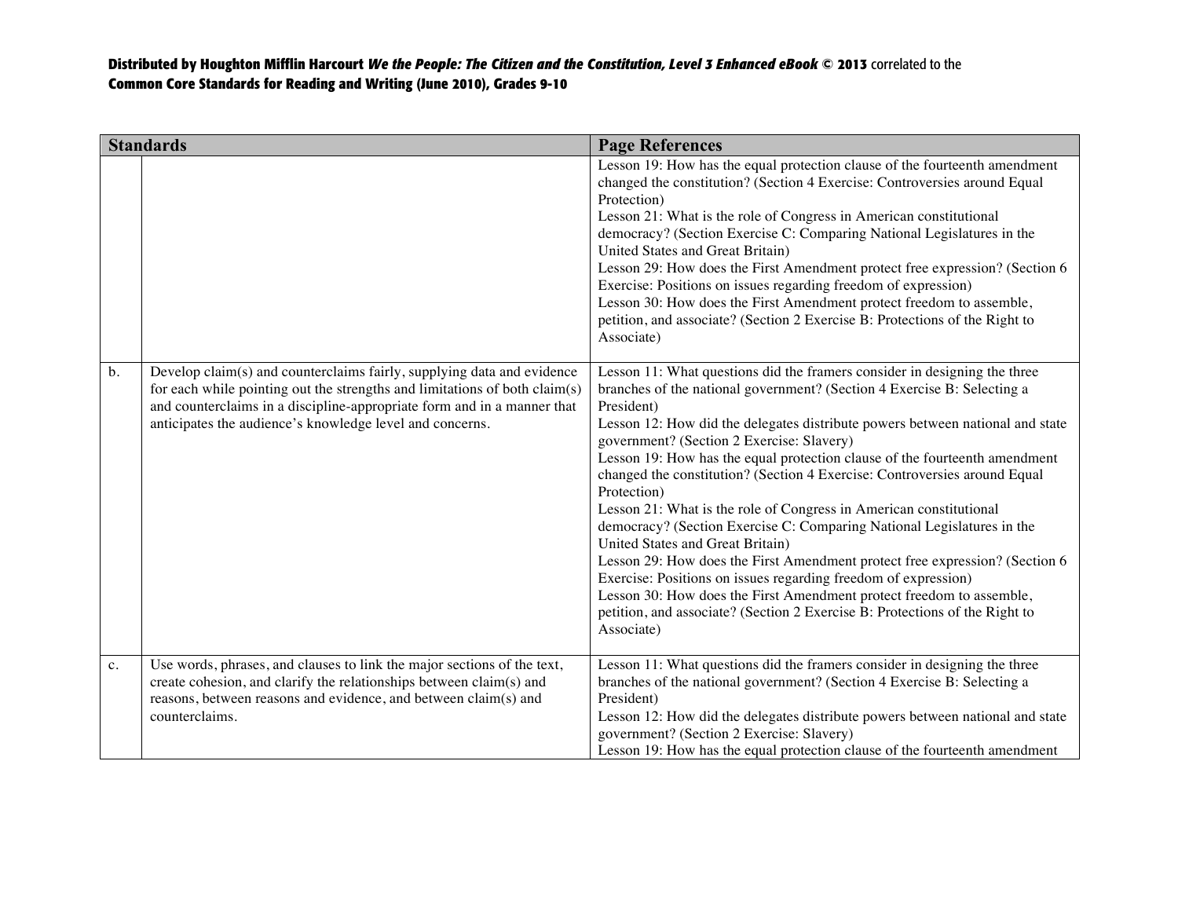**Distributed by Houghton Mifflin Harcourt *We the People: The Citizen and the Constitution, Level 3 Enhanced eBook* © 2013** correlated to the **Common Core Standards for Reading and Writing (June 2010), Grades 9-10**

| Standards | | Page References |
|---|---|---|
| | | Lesson 19: How has the equal protection clause of the fourteenth amendment changed the constitution? (Section 4 Exercise: Controversies around Equal Protection)<br>Lesson 21: What is the role of Congress in American constitutional democracy? (Section Exercise C: Comparing National Legislatures in the United States and Great Britain)<br>Lesson 29: How does the First Amendment protect free expression? (Section 6 Exercise: Positions on issues regarding freedom of expression)<br>Lesson 30: How does the First Amendment protect freedom to assemble, petition, and associate? (Section 2 Exercise B: Protections of the Right to Associate) |
| b. | Develop claim(s) and counterclaims fairly, supplying data and evidence for each while pointing out the strengths and limitations of both claim(s) and counterclaims in a discipline-appropriate form and in a manner that anticipates the audience's knowledge level and concerns. | Lesson 11: What questions did the framers consider in designing the three branches of the national government? (Section 4 Exercise B: Selecting a President)<br>Lesson 12: How did the delegates distribute powers between national and state government? (Section 2 Exercise: Slavery)<br>Lesson 19: How has the equal protection clause of the fourteenth amendment changed the constitution? (Section 4 Exercise: Controversies around Equal Protection)<br>Lesson 21: What is the role of Congress in American constitutional democracy? (Section Exercise C: Comparing National Legislatures in the United States and Great Britain)<br>Lesson 29: How does the First Amendment protect free expression? (Section 6 Exercise: Positions on issues regarding freedom of expression)<br>Lesson 30: How does the First Amendment protect freedom to assemble, petition, and associate? (Section 2 Exercise B: Protections of the Right to Associate) |
| c. | Use words, phrases, and clauses to link the major sections of the text, create cohesion, and clarify the relationships between claim(s) and reasons, between reasons and evidence, and between claim(s) and counterclaims. | Lesson 11: What questions did the framers consider in designing the three branches of the national government? (Section 4 Exercise B: Selecting a President)<br>Lesson 12: How did the delegates distribute powers between national and state government? (Section 2 Exercise: Slavery)<br>Lesson 19: How has the equal protection clause of the fourteenth amendment |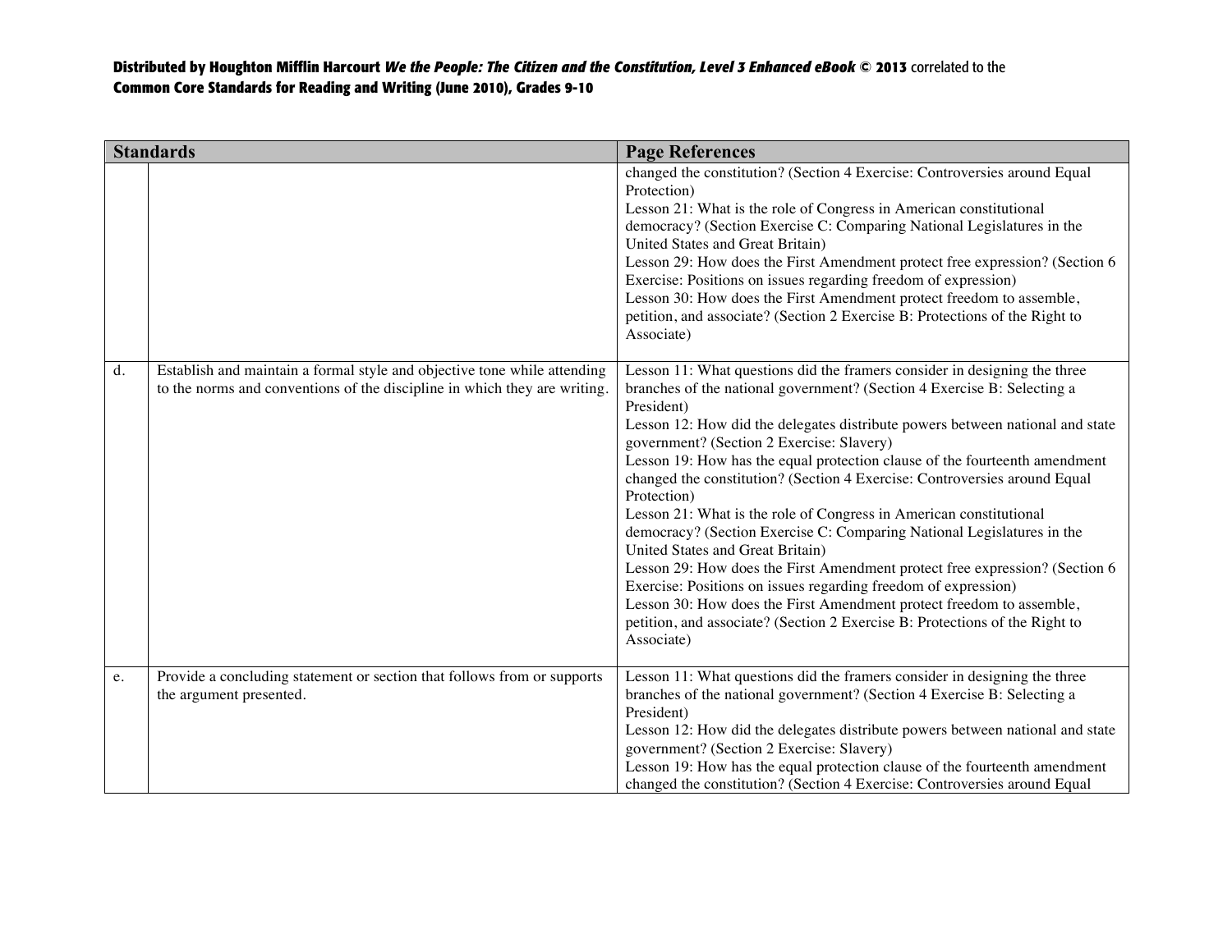**Distributed by Houghton Mifflin Harcourt *We the People: The Citizen and the Constitution, Level 3 Enhanced eBook* © 2013** correlated to the **Common Core Standards for Reading and Writing (June 2010), Grades 9-10**

| Standards | | Page References |
|---|---|---|
| | | changed the constitution? (Section 4 Exercise: Controversies around Equal Protection)<br>Lesson 21: What is the role of Congress in American constitutional democracy? (Section Exercise C: Comparing National Legislatures in the United States and Great Britain)<br>Lesson 29: How does the First Amendment protect free expression? (Section 6 Exercise: Positions on issues regarding freedom of expression)<br>Lesson 30: How does the First Amendment protect freedom to assemble, petition, and associate? (Section 2 Exercise B: Protections of the Right to Associate) |
| d. | Establish and maintain a formal style and objective tone while attending to the norms and conventions of the discipline in which they are writing. | Lesson 11: What questions did the framers consider in designing the three branches of the national government? (Section 4 Exercise B: Selecting a President)<br>Lesson 12: How did the delegates distribute powers between national and state government? (Section 2 Exercise: Slavery)<br>Lesson 19: How has the equal protection clause of the fourteenth amendment changed the constitution? (Section 4 Exercise: Controversies around Equal Protection)<br>Lesson 21: What is the role of Congress in American constitutional democracy? (Section Exercise C: Comparing National Legislatures in the United States and Great Britain)<br>Lesson 29: How does the First Amendment protect free expression? (Section 6 Exercise: Positions on issues regarding freedom of expression)<br>Lesson 30: How does the First Amendment protect freedom to assemble, petition, and associate? (Section 2 Exercise B: Protections of the Right to Associate) |
| e. | Provide a concluding statement or section that follows from or supports the argument presented. | Lesson 11: What questions did the framers consider in designing the three branches of the national government? (Section 4 Exercise B: Selecting a President)<br>Lesson 12: How did the delegates distribute powers between national and state government? (Section 2 Exercise: Slavery)<br>Lesson 19: How has the equal protection clause of the fourteenth amendment changed the constitution? (Section 4 Exercise: Controversies around Equal |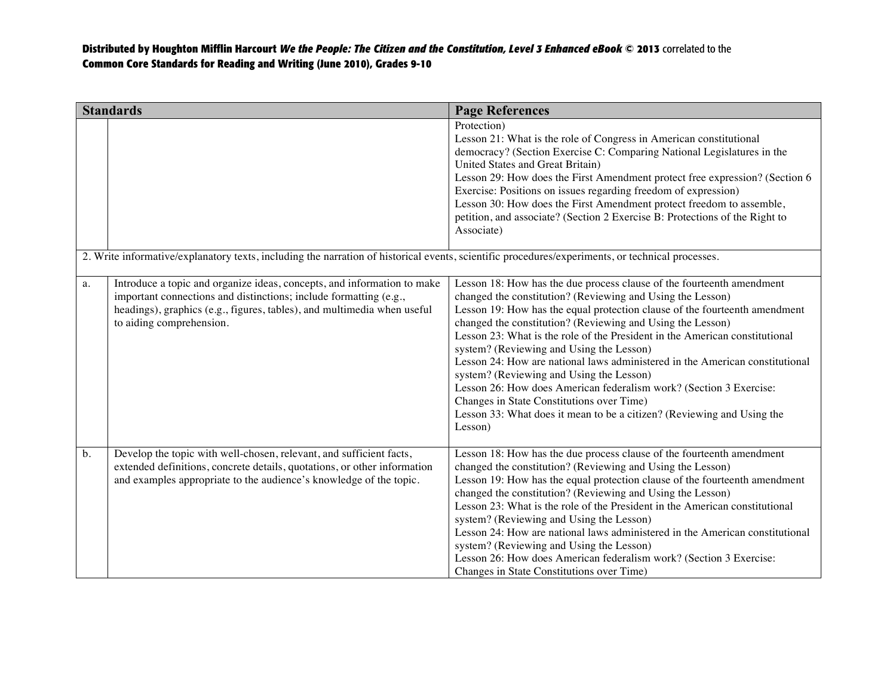| Standards | | Page References |
|---|---|---|
| | | Protection)<br>Lesson 21: What is the role of Congress in American constitutional democracy? (Section Exercise C: Comparing National Legislatures in the United States and Great Britain)<br>Lesson 29: How does the First Amendment protect free expression? (Section 6 Exercise: Positions on issues regarding freedom of expression)<br>Lesson 30: How does the First Amendment protect freedom to assemble, petition, and associate? (Section 2 Exercise B: Protections of the Right to Associate) |
| 2. Write informative/explanatory texts, including the narration of historical events, scientific procedures/experiments, or technical processes. | | |
| a. | Introduce a topic and organize ideas, concepts, and information to make important connections and distinctions; include formatting (e.g., headings), graphics (e.g., figures, tables), and multimedia when useful to aiding comprehension. | Lesson 18: How has the due process clause of the fourteenth amendment changed the constitution? (Reviewing and Using the Lesson)<br>Lesson 19: How has the equal protection clause of the fourteenth amendment changed the constitution? (Reviewing and Using the Lesson)<br>Lesson 23: What is the role of the President in the American constitutional system? (Reviewing and Using the Lesson)<br>Lesson 24: How are national laws administered in the American constitutional system? (Reviewing and Using the Lesson)<br>Lesson 26: How does American federalism work? (Section 3 Exercise: Changes in State Constitutions over Time)<br>Lesson 33: What does it mean to be a citizen? (Reviewing and Using the Lesson) |
| b. | Develop the topic with well-chosen, relevant, and sufficient facts, extended definitions, concrete details, quotations, or other information and examples appropriate to the audience's knowledge of the topic. | Lesson 18: How has the due process clause of the fourteenth amendment changed the constitution? (Reviewing and Using the Lesson)<br>Lesson 19: How has the equal protection clause of the fourteenth amendment changed the constitution? (Reviewing and Using the Lesson)<br>Lesson 23: What is the role of the President in the American constitutional system? (Reviewing and Using the Lesson)<br>Lesson 24: How are national laws administered in the American constitutional system? (Reviewing and Using the Lesson)<br>Lesson 26: How does American federalism work? (Section 3 Exercise: Changes in State Constitutions over Time) |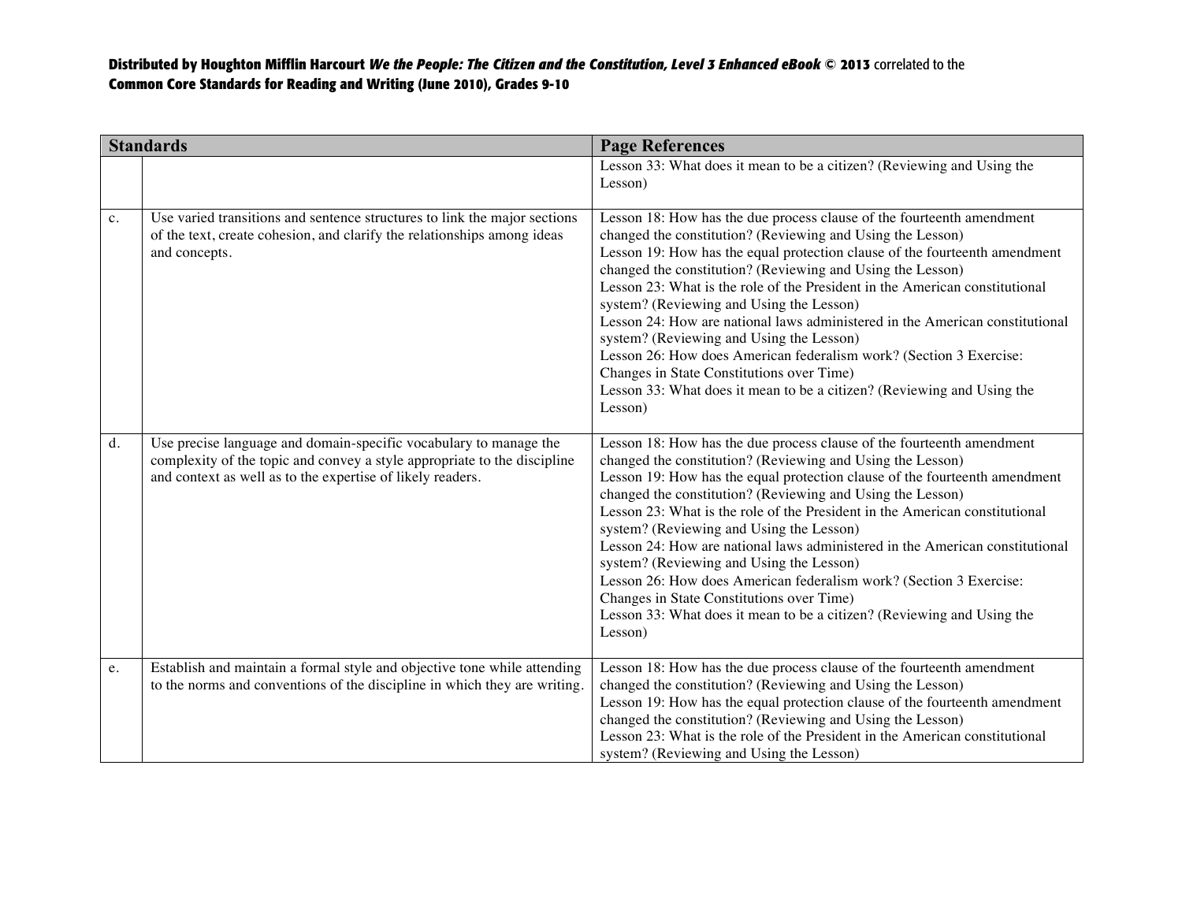| Standards | | Page References |
|---|---|---|
| | | Lesson 33: What does it mean to be a citizen? (Reviewing and Using the Lesson) |
| c. | Use varied transitions and sentence structures to link the major sections of the text, create cohesion, and clarify the relationships among ideas and concepts. | Lesson 18: How has the due process clause of the fourteenth amendment changed the constitution? (Reviewing and Using the Lesson)<br>Lesson 19: How has the equal protection clause of the fourteenth amendment changed the constitution? (Reviewing and Using the Lesson)<br>Lesson 23: What is the role of the President in the American constitutional system? (Reviewing and Using the Lesson)<br>Lesson 24: How are national laws administered in the American constitutional system? (Reviewing and Using the Lesson)<br>Lesson 26: How does American federalism work? (Section 3 Exercise: Changes in State Constitutions over Time)<br>Lesson 33: What does it mean to be a citizen? (Reviewing and Using the Lesson) |
| d. | Use precise language and domain-specific vocabulary to manage the complexity of the topic and convey a style appropriate to the discipline and context as well as to the expertise of likely readers. | Lesson 18: How has the due process clause of the fourteenth amendment changed the constitution? (Reviewing and Using the Lesson)<br>Lesson 19: How has the equal protection clause of the fourteenth amendment changed the constitution? (Reviewing and Using the Lesson)<br>Lesson 23: What is the role of the President in the American constitutional system? (Reviewing and Using the Lesson)<br>Lesson 24: How are national laws administered in the American constitutional system? (Reviewing and Using the Lesson)<br>Lesson 26: How does American federalism work? (Section 3 Exercise: Changes in State Constitutions over Time)<br>Lesson 33: What does it mean to be a citizen? (Reviewing and Using the Lesson) |
| e. | Establish and maintain a formal style and objective tone while attending to the norms and conventions of the discipline in which they are writing. | Lesson 18: How has the due process clause of the fourteenth amendment changed the constitution? (Reviewing and Using the Lesson)<br>Lesson 19: How has the equal protection clause of the fourteenth amendment changed the constitution? (Reviewing and Using the Lesson)<br>Lesson 23: What is the role of the President in the American constitutional system? (Reviewing and Using the Lesson) |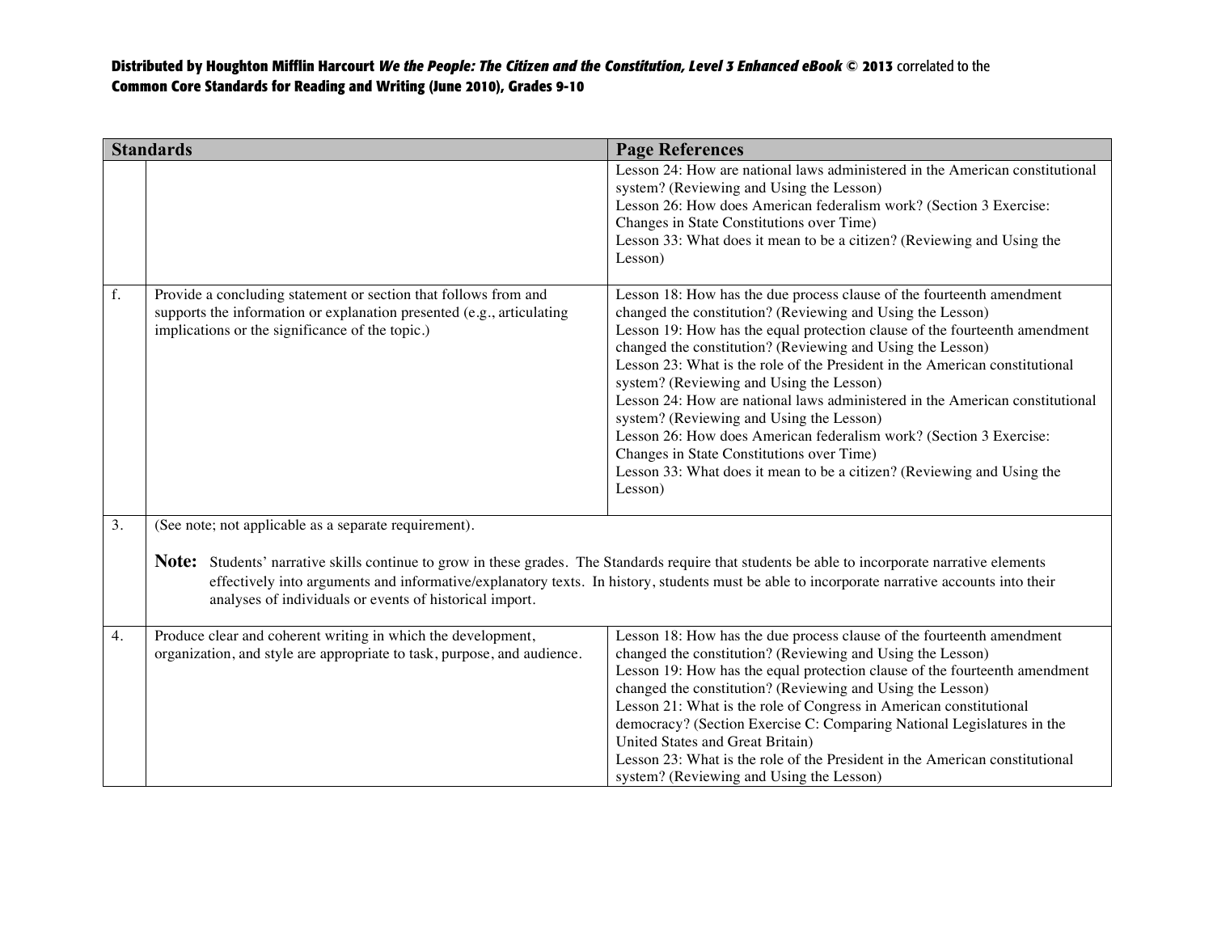**Distributed by Houghton Mifflin Harcourt *We the People: The Citizen and the Constitution, Level 3 Enhanced eBook* © 2013** correlated to the
**Common Core Standards for Reading and Writing (June 2010), Grades 9-10**

| Standards | | Page References |
|---|---|---|
| | | Lesson 24: How are national laws administered in the American constitutional system? (Reviewing and Using the Lesson)<br>Lesson 26: How does American federalism work? (Section 3 Exercise: Changes in State Constitutions over Time)<br>Lesson 33: What does it mean to be a citizen? (Reviewing and Using the Lesson) |
| f. | Provide a concluding statement or section that follows from and supports the information or explanation presented (e.g., articulating implications or the significance of the topic.) | Lesson 18: How has the due process clause of the fourteenth amendment changed the constitution? (Reviewing and Using the Lesson)<br>Lesson 19: How has the equal protection clause of the fourteenth amendment changed the constitution? (Reviewing and Using the Lesson)<br>Lesson 23: What is the role of the President in the American constitutional system? (Reviewing and Using the Lesson)<br>Lesson 24: How are national laws administered in the American constitutional system? (Reviewing and Using the Lesson)<br>Lesson 26: How does American federalism work? (Section 3 Exercise: Changes in State Constitutions over Time)<br>Lesson 33: What does it mean to be a citizen? (Reviewing and Using the Lesson) |
| 3. | (See note; not applicable as a separate requirement).<br><br>**Note:** Students' narrative skills continue to grow in these grades. The Standards require that students be able to incorporate narrative elements effectively into arguments and informative/explanatory texts. In history, students must be able to incorporate narrative accounts into their analyses of individuals or events of historical import. | |
| 4. | Produce clear and coherent writing in which the development, organization, and style are appropriate to task, purpose, and audience. | Lesson 18: How has the due process clause of the fourteenth amendment changed the constitution? (Reviewing and Using the Lesson)<br>Lesson 19: How has the equal protection clause of the fourteenth amendment changed the constitution? (Reviewing and Using the Lesson)<br>Lesson 21: What is the role of Congress in American constitutional democracy? (Section Exercise C: Comparing National Legislatures in the United States and Great Britain)<br>Lesson 23: What is the role of the President in the American constitutional system? (Reviewing and Using the Lesson) |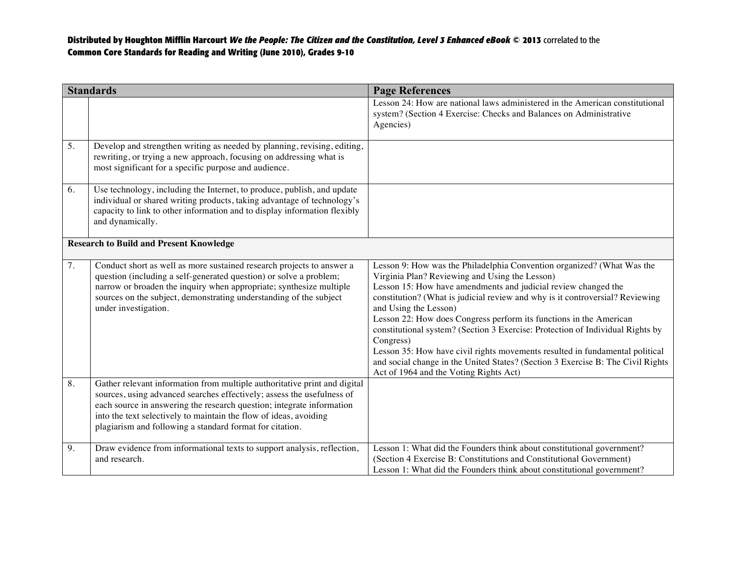| Standards | | Page References |
|---|---|---|
| | | Lesson 24: How are national laws administered in the American constitutional system? (Section 4 Exercise: Checks and Balances on Administrative Agencies) |
| 5. | Develop and strengthen writing as needed by planning, revising, editing, rewriting, or trying a new approach, focusing on addressing what is most significant for a specific purpose and audience. | |
| 6. | Use technology, including the Internet, to produce, publish, and update individual or shared writing products, taking advantage of technology's capacity to link to other information and to display information flexibly and dynamically. | |
| **Research to Build and Present Knowledge** | | |
| 7. | Conduct short as well as more sustained research projects to answer a question (including a self-generated question) or solve a problem; narrow or broaden the inquiry when appropriate; synthesize multiple sources on the subject, demonstrating understanding of the subject under investigation. | Lesson 9: How was the Philadelphia Convention organized? (What Was the Virginia Plan? Reviewing and Using the Lesson)<br>Lesson 15: How have amendments and judicial review changed the constitution? (What is judicial review and why is it controversial? Reviewing and Using the Lesson)<br>Lesson 22: How does Congress perform its functions in the American constitutional system? (Section 3 Exercise: Protection of Individual Rights by Congress)<br>Lesson 35: How have civil rights movements resulted in fundamental political and social change in the United States? (Section 3 Exercise B: The Civil Rights Act of 1964 and the Voting Rights Act) |
| 8. | Gather relevant information from multiple authoritative print and digital sources, using advanced searches effectively; assess the usefulness of each source in answering the research question; integrate information into the text selectively to maintain the flow of ideas, avoiding plagiarism and following a standard format for citation. | |
| 9. | Draw evidence from informational texts to support analysis, reflection, and research. | Lesson 1: What did the Founders think about constitutional government? (Section 4 Exercise B: Constitutions and Constitutional Government)<br>Lesson 1: What did the Founders think about constitutional government? |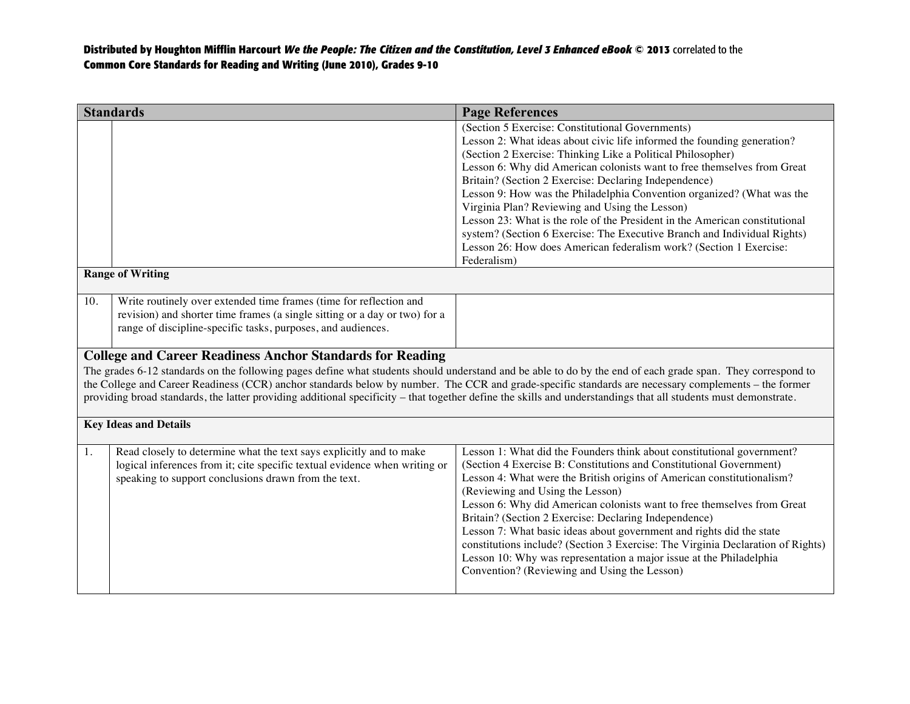**Distributed by Houghton Mifflin Harcourt *We the People: The Citizen and the Constitution, Level 3 Enhanced eBook* © 2013** correlated to the **Common Core Standards for Reading and Writing (June 2010), Grades 9-10**

| Standards | | Page References |
|---|---|---|
| | | (Section 5 Exercise: Constitutional Governments)<br>Lesson 2: What ideas about civic life informed the founding generation? (Section 2 Exercise: Thinking Like a Political Philosopher)<br>Lesson 6: Why did American colonists want to free themselves from Great Britain? (Section 2 Exercise: Declaring Independence)<br>Lesson 9: How was the Philadelphia Convention organized? (What was the Virginia Plan? Reviewing and Using the Lesson)<br>Lesson 23: What is the role of the President in the American constitutional system? (Section 6 Exercise: The Executive Branch and Individual Rights)<br>Lesson 26: How does American federalism work? (Section 1 Exercise: Federalism) |
| **Range of Writing** | | |
| 10. | Write routinely over extended time frames (time for reflection and revision) and shorter time frames (a single sitting or a day or two) for a range of discipline-specific tasks, purposes, and audiences. | |
| **College and Career Readiness Anchor Standards for Reading**<br>The grades 6-12 standards on the following pages define what students should understand and be able to do by the end of each grade span. They correspond to the College and Career Readiness (CCR) anchor standards below by number. The CCR and grade-specific standards are necessary complements – the former providing broad standards, the latter providing additional specificity – that together define the skills and understandings that all students must demonstrate. | | |
| **Key Ideas and Details** | | |
| 1. | Read closely to determine what the text says explicitly and to make logical inferences from it; cite specific textual evidence when writing or speaking to support conclusions drawn from the text. | Lesson 1: What did the Founders think about constitutional government? (Section 4 Exercise B: Constitutions and Constitutional Government)<br>Lesson 4: What were the British origins of American constitutionalism? (Reviewing and Using the Lesson)<br>Lesson 6: Why did American colonists want to free themselves from Great Britain? (Section 2 Exercise: Declaring Independence)<br>Lesson 7: What basic ideas about government and rights did the state constitutions include? (Section 3 Exercise: The Virginia Declaration of Rights)<br>Lesson 10: Why was representation a major issue at the Philadelphia Convention? (Reviewing and Using the Lesson) |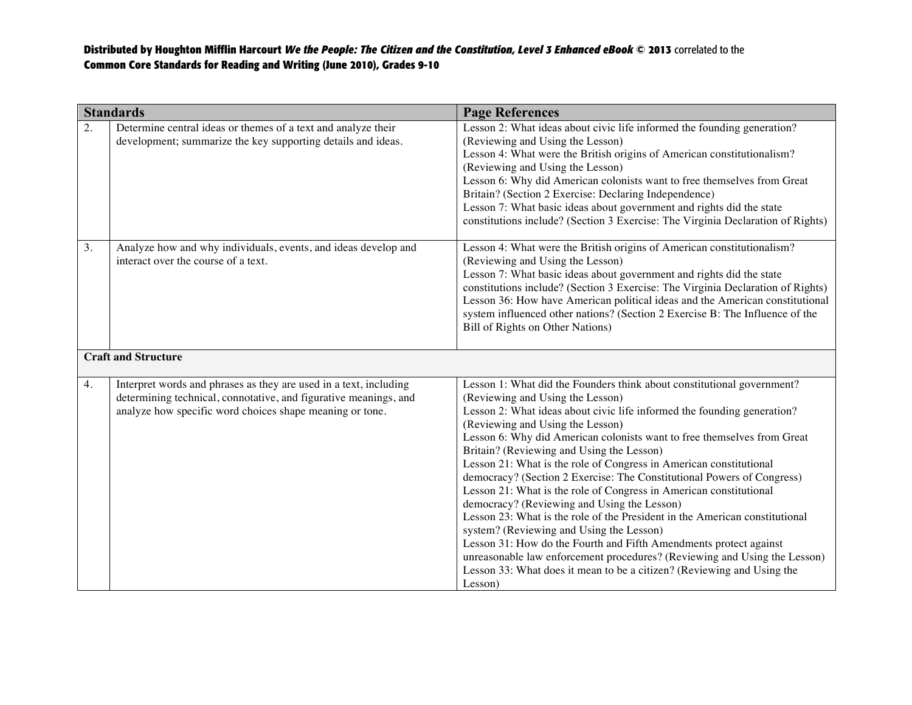**Distributed by Houghton Mifflin Harcourt *We the People: The Citizen and the Constitution, Level 3 Enhanced eBook* © 2013** correlated to the
**Common Core Standards for Reading and Writing (June 2010), Grades 9-10**

| Standards | | Page References |
|---|---|---|
| 2. | Determine central ideas or themes of a text and analyze their development; summarize the key supporting details and ideas. | Lesson 2: What ideas about civic life informed the founding generation? (Reviewing and Using the Lesson)<br>Lesson 4: What were the British origins of American constitutionalism? (Reviewing and Using the Lesson)<br>Lesson 6: Why did American colonists want to free themselves from Great Britain? (Section 2 Exercise: Declaring Independence)<br>Lesson 7: What basic ideas about government and rights did the state constitutions include? (Section 3 Exercise: The Virginia Declaration of Rights) |
| 3. | Analyze how and why individuals, events, and ideas develop and interact over the course of a text. | Lesson 4: What were the British origins of American constitutionalism? (Reviewing and Using the Lesson)<br>Lesson 7: What basic ideas about government and rights did the state constitutions include? (Section 3 Exercise: The Virginia Declaration of Rights)<br>Lesson 36: How have American political ideas and the American constitutional system influenced other nations? (Section 2 Exercise B: The Influence of the Bill of Rights on Other Nations) |
| **Craft and Structure** | | |
| 4. | Interpret words and phrases as they are used in a text, including determining technical, connotative, and figurative meanings, and analyze how specific word choices shape meaning or tone. | Lesson 1: What did the Founders think about constitutional government? (Reviewing and Using the Lesson)<br>Lesson 2: What ideas about civic life informed the founding generation? (Reviewing and Using the Lesson)<br>Lesson 6: Why did American colonists want to free themselves from Great Britain? (Reviewing and Using the Lesson)<br>Lesson 21: What is the role of Congress in American constitutional democracy? (Section 2 Exercise: The Constitutional Powers of Congress)<br>Lesson 21: What is the role of Congress in American constitutional democracy? (Reviewing and Using the Lesson)<br>Lesson 23: What is the role of the President in the American constitutional system? (Reviewing and Using the Lesson)<br>Lesson 31: How do the Fourth and Fifth Amendments protect against unreasonable law enforcement procedures? (Reviewing and Using the Lesson)<br>Lesson 33: What does it mean to be a citizen? (Reviewing and Using the Lesson) |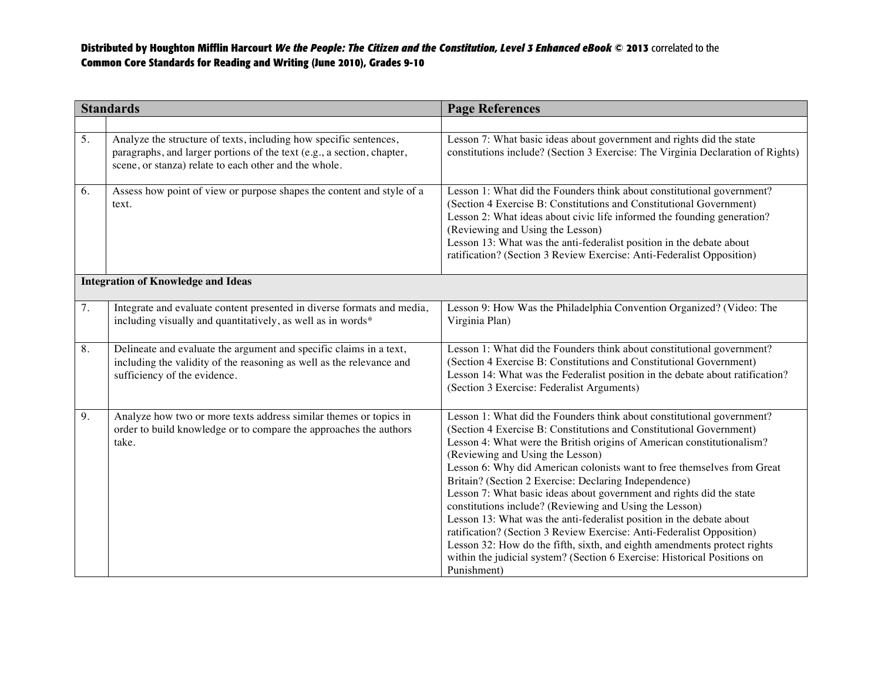**Distributed by Houghton Mifflin Harcourt *We the People: The Citizen and the Constitution, Level 3 Enhanced eBook* © 2013 correlated to the Common Core Standards for Reading and Writing (June 2010), Grades 9-10**

| Standards | | Page References |
|---|---|---|
| | | |
| 5. | Analyze the structure of texts, including how specific sentences, paragraphs, and larger portions of the text (e.g., a section, chapter, scene, or stanza) relate to each other and the whole. | Lesson 7: What basic ideas about government and rights did the state constitutions include? (Section 3 Exercise: The Virginia Declaration of Rights) |
| 6. | Assess how point of view or purpose shapes the content and style of a text. | Lesson 1: What did the Founders think about constitutional government? (Section 4 Exercise B: Constitutions and Constitutional Government)<br>Lesson 2: What ideas about civic life informed the founding generation? (Reviewing and Using the Lesson)<br>Lesson 13: What was the anti-federalist position in the debate about ratification? (Section 3 Review Exercise: Anti-Federalist Opposition) |
| **Integration of Knowledge and Ideas** | | |
| 7. | Integrate and evaluate content presented in diverse formats and media, including visually and quantitatively, as well as in words* | Lesson 9: How Was the Philadelphia Convention Organized? (Video: The Virginia Plan) |
| 8. | Delineate and evaluate the argument and specific claims in a text, including the validity of the reasoning as well as the relevance and sufficiency of the evidence. | Lesson 1: What did the Founders think about constitutional government? (Section 4 Exercise B: Constitutions and Constitutional Government)<br>Lesson 14: What was the Federalist position in the debate about ratification? (Section 3 Exercise: Federalist Arguments) |
| 9. | Analyze how two or more texts address similar themes or topics in order to build knowledge or to compare the approaches the authors take. | Lesson 1: What did the Founders think about constitutional government? (Section 4 Exercise B: Constitutions and Constitutional Government)<br>Lesson 4: What were the British origins of American constitutionalism? (Reviewing and Using the Lesson)<br>Lesson 6: Why did American colonists want to free themselves from Great Britain? (Section 2 Exercise: Declaring Independence)<br>Lesson 7: What basic ideas about government and rights did the state constitutions include? (Reviewing and Using the Lesson)<br>Lesson 13: What was the anti-federalist position in the debate about ratification? (Section 3 Review Exercise: Anti-Federalist Opposition)<br>Lesson 32: How do the fifth, sixth, and eighth amendments protect rights within the judicial system? (Section 6 Exercise: Historical Positions on Punishment) |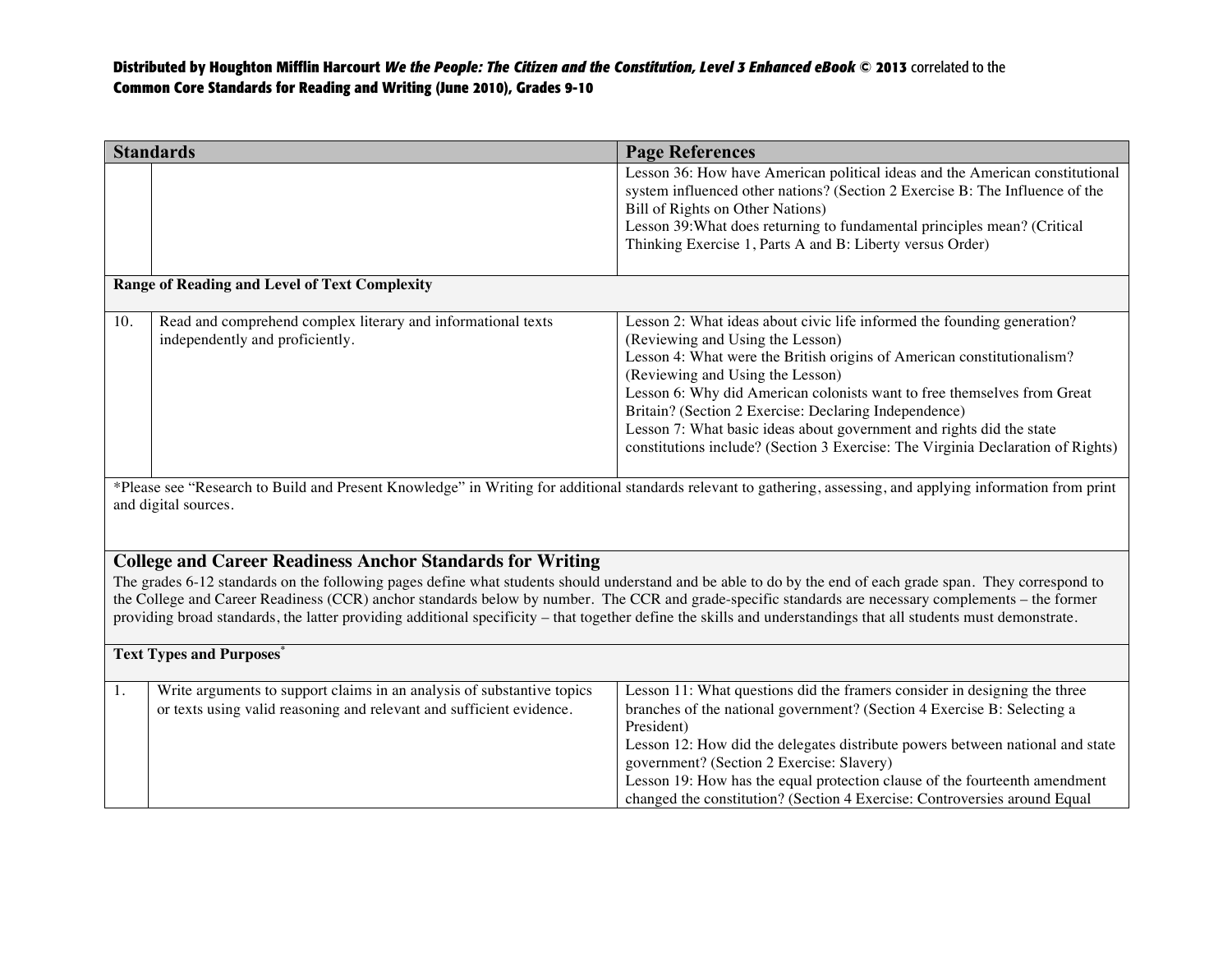| Standards | | Page References |
|---|---|---|
| | | Lesson 36: How have American political ideas and the American constitutional system influenced other nations? (Section 2 Exercise B: The Influence of the Bill of Rights on Other Nations)<br>Lesson 39:What does returning to fundamental principles mean? (Critical Thinking Exercise 1, Parts A and B: Liberty versus Order) |
| **Range of Reading and Level of Text Complexity** | | |
| 10. | Read and comprehend complex literary and informational texts independently and proficiently. | Lesson 2: What ideas about civic life informed the founding generation? (Reviewing and Using the Lesson)<br>Lesson 4: What were the British origins of American constitutionalism? (Reviewing and Using the Lesson)<br>Lesson 6: Why did American colonists want to free themselves from Great Britain? (Section 2 Exercise: Declaring Independence)<br>Lesson 7: What basic ideas about government and rights did the state constitutions include? (Section 3 Exercise: The Virginia Declaration of Rights) |
| *Please see "Research to Build and Present Knowledge" in Writing for additional standards relevant to gathering, assessing, and applying information from print and digital sources. | | |
| **College and Career Readiness Anchor Standards for Writing**<br>The grades 6-12 standards on the following pages define what students should understand and be able to do by the end of each grade span. They correspond to the College and Career Readiness (CCR) anchor standards below by number. The CCR and grade-specific standards are necessary complements – the former providing broad standards, the latter providing additional specificity – that together define the skills and understandings that all students must demonstrate. | | |
| **Text Types and Purposes*** | | |
| 1. | Write arguments to support claims in an analysis of substantive topics or texts using valid reasoning and relevant and sufficient evidence. | Lesson 11: What questions did the framers consider in designing the three branches of the national government? (Section 4 Exercise B: Selecting a President)<br>Lesson 12: How did the delegates distribute powers between national and state government? (Section 2 Exercise: Slavery)<br>Lesson 19: How has the equal protection clause of the fourteenth amendment changed the constitution? (Section 4 Exercise: Controversies around Equal |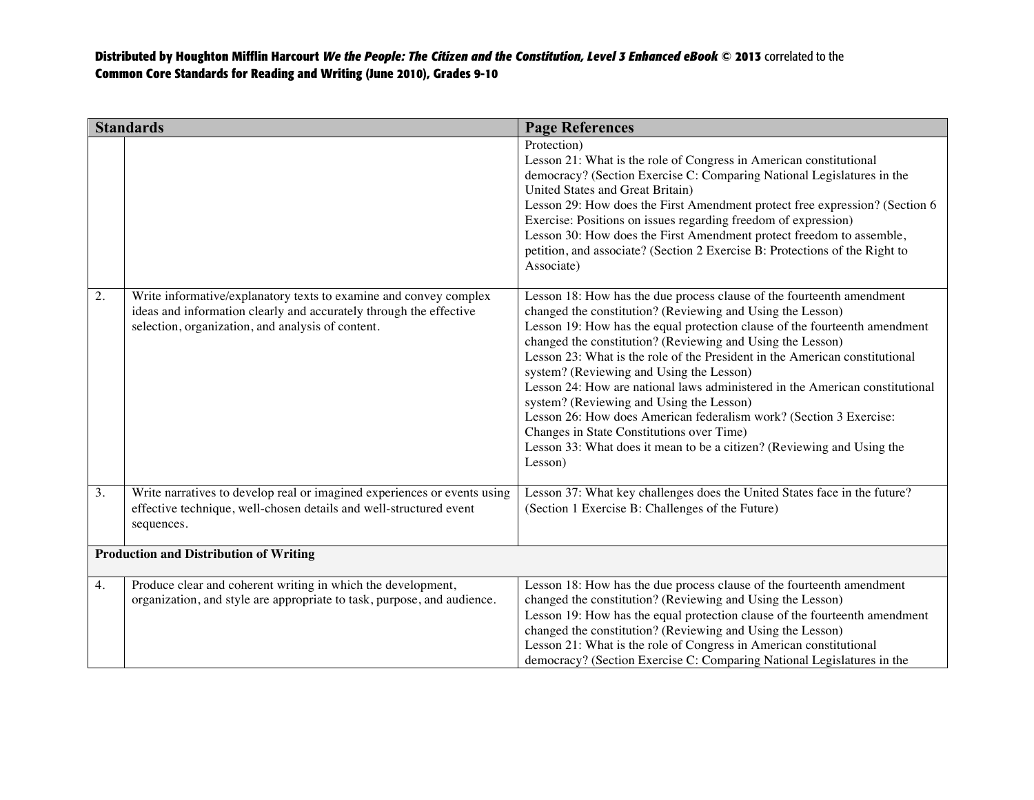**Distributed by Houghton Mifflin Harcourt *We the People: The Citizen and the Constitution, Level 3 Enhanced eBook* © 2013** correlated to the **Common Core Standards for Reading and Writing (June 2010), Grades 9-10**

| Standards | | Page References |
|---|---|---|
| | | Protection)<br>Lesson 21: What is the role of Congress in American constitutional democracy? (Section Exercise C: Comparing National Legislatures in the United States and Great Britain)<br>Lesson 29: How does the First Amendment protect free expression? (Section 6 Exercise: Positions on issues regarding freedom of expression)<br>Lesson 30: How does the First Amendment protect freedom to assemble, petition, and associate? (Section 2 Exercise B: Protections of the Right to Associate) |
| 2. | Write informative/explanatory texts to examine and convey complex ideas and information clearly and accurately through the effective selection, organization, and analysis of content. | Lesson 18: How has the due process clause of the fourteenth amendment changed the constitution? (Reviewing and Using the Lesson)<br>Lesson 19: How has the equal protection clause of the fourteenth amendment changed the constitution? (Reviewing and Using the Lesson)<br>Lesson 23: What is the role of the President in the American constitutional system? (Reviewing and Using the Lesson)<br>Lesson 24: How are national laws administered in the American constitutional system? (Reviewing and Using the Lesson)<br>Lesson 26: How does American federalism work? (Section 3 Exercise: Changes in State Constitutions over Time)<br>Lesson 33: What does it mean to be a citizen? (Reviewing and Using the Lesson) |
| 3. | Write narratives to develop real or imagined experiences or events using effective technique, well-chosen details and well-structured event sequences. | Lesson 37: What key challenges does the United States face in the future? (Section 1 Exercise B: Challenges of the Future) |
| **Production and Distribution of Writing** | | |
| 4. | Produce clear and coherent writing in which the development, organization, and style are appropriate to task, purpose, and audience. | Lesson 18: How has the due process clause of the fourteenth amendment changed the constitution? (Reviewing and Using the Lesson)<br>Lesson 19: How has the equal protection clause of the fourteenth amendment changed the constitution? (Reviewing and Using the Lesson)<br>Lesson 21: What is the role of Congress in American constitutional democracy? (Section Exercise C: Comparing National Legislatures in the |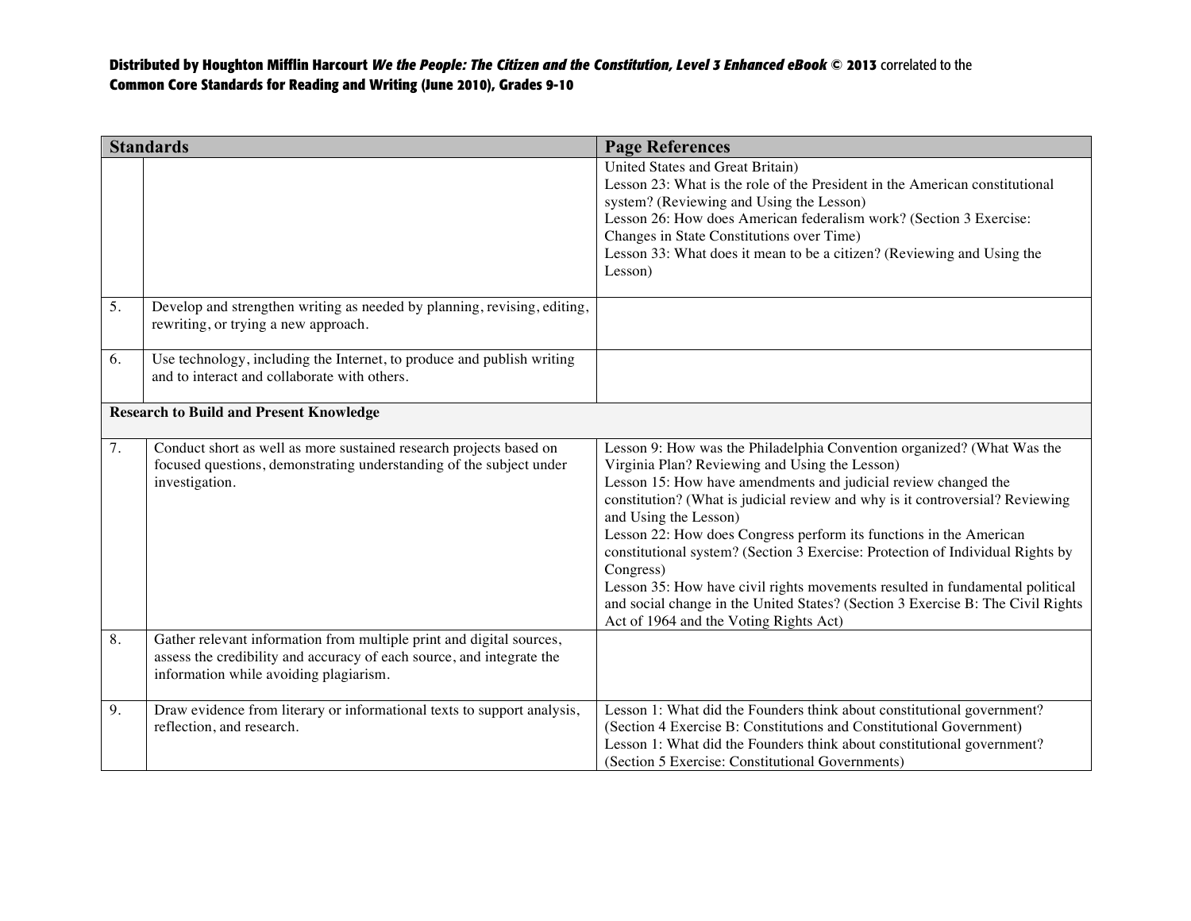| Standards | | Page References |
|---|---|---|
| | | United States and Great Britain)<br>Lesson 23: What is the role of the President in the American constitutional system? (Reviewing and Using the Lesson)<br>Lesson 26: How does American federalism work? (Section 3 Exercise: Changes in State Constitutions over Time)<br>Lesson 33: What does it mean to be a citizen? (Reviewing and Using the Lesson) |
| 5. | Develop and strengthen writing as needed by planning, revising, editing, rewriting, or trying a new approach. | |
| 6. | Use technology, including the Internet, to produce and publish writing and to interact and collaborate with others. | |
| **Research to Build and Present Knowledge** | | |
| 7. | Conduct short as well as more sustained research projects based on focused questions, demonstrating understanding of the subject under investigation. | Lesson 9: How was the Philadelphia Convention organized? (What Was the Virginia Plan? Reviewing and Using the Lesson)<br>Lesson 15: How have amendments and judicial review changed the constitution? (What is judicial review and why is it controversial? Reviewing and Using the Lesson)<br>Lesson 22: How does Congress perform its functions in the American constitutional system? (Section 3 Exercise: Protection of Individual Rights by Congress)<br>Lesson 35: How have civil rights movements resulted in fundamental political and social change in the United States? (Section 3 Exercise B: The Civil Rights Act of 1964 and the Voting Rights Act) |
| 8. | Gather relevant information from multiple print and digital sources, assess the credibility and accuracy of each source, and integrate the information while avoiding plagiarism. | |
| 9. | Draw evidence from literary or informational texts to support analysis, reflection, and research. | Lesson 1: What did the Founders think about constitutional government? (Section 4 Exercise B: Constitutions and Constitutional Government)<br>Lesson 1: What did the Founders think about constitutional government? (Section 5 Exercise: Constitutional Governments) |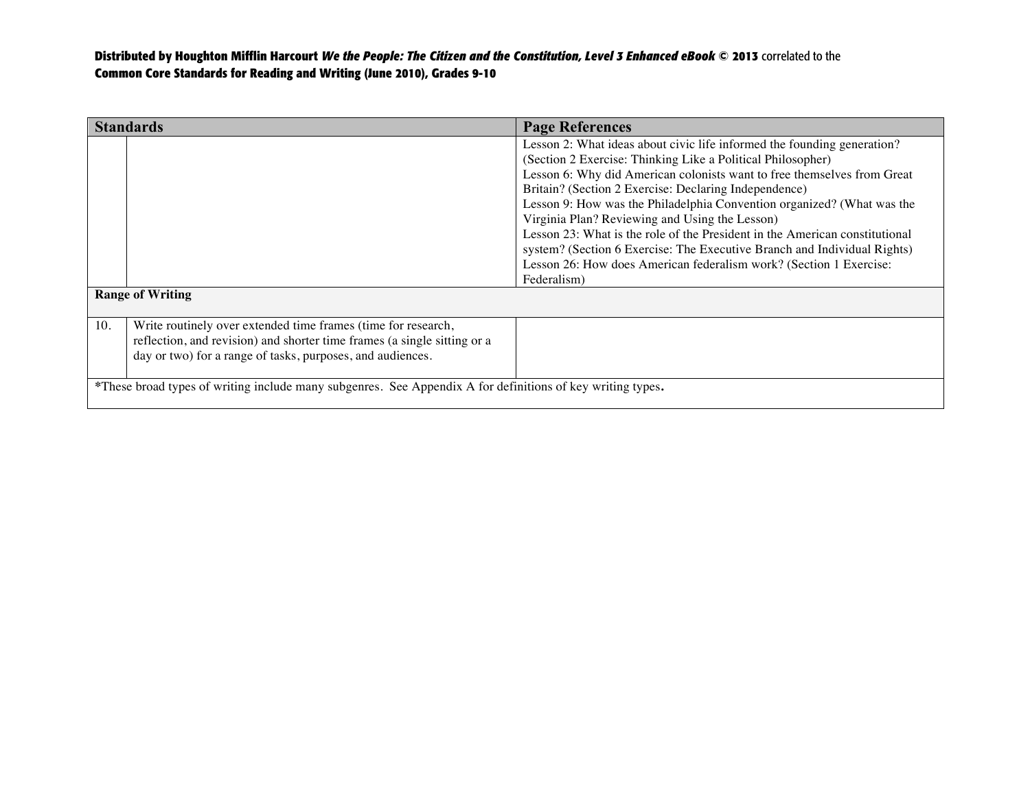| Standards | | Page References |
|---|---|---|
| | | Lesson 2: What ideas about civic life informed the founding generation? (Section 2 Exercise: Thinking Like a Political Philosopher)<br>Lesson 6: Why did American colonists want to free themselves from Great Britain? (Section 2 Exercise: Declaring Independence)<br>Lesson 9: How was the Philadelphia Convention organized? (What was the Virginia Plan? Reviewing and Using the Lesson)<br>Lesson 23: What is the role of the President in the American constitutional system? (Section 6 Exercise: The Executive Branch and Individual Rights)<br>Lesson 26: How does American federalism work? (Section 1 Exercise: Federalism) |
| **Range of Writing** | | |
| 10. | Write routinely over extended time frames (time for research, reflection, and revision) and shorter time frames (a single sitting or a day or two) for a range of tasks, purposes, and audiences. | |
| *These broad types of writing include many subgenres. See Appendix A for definitions of key writing types. | | |